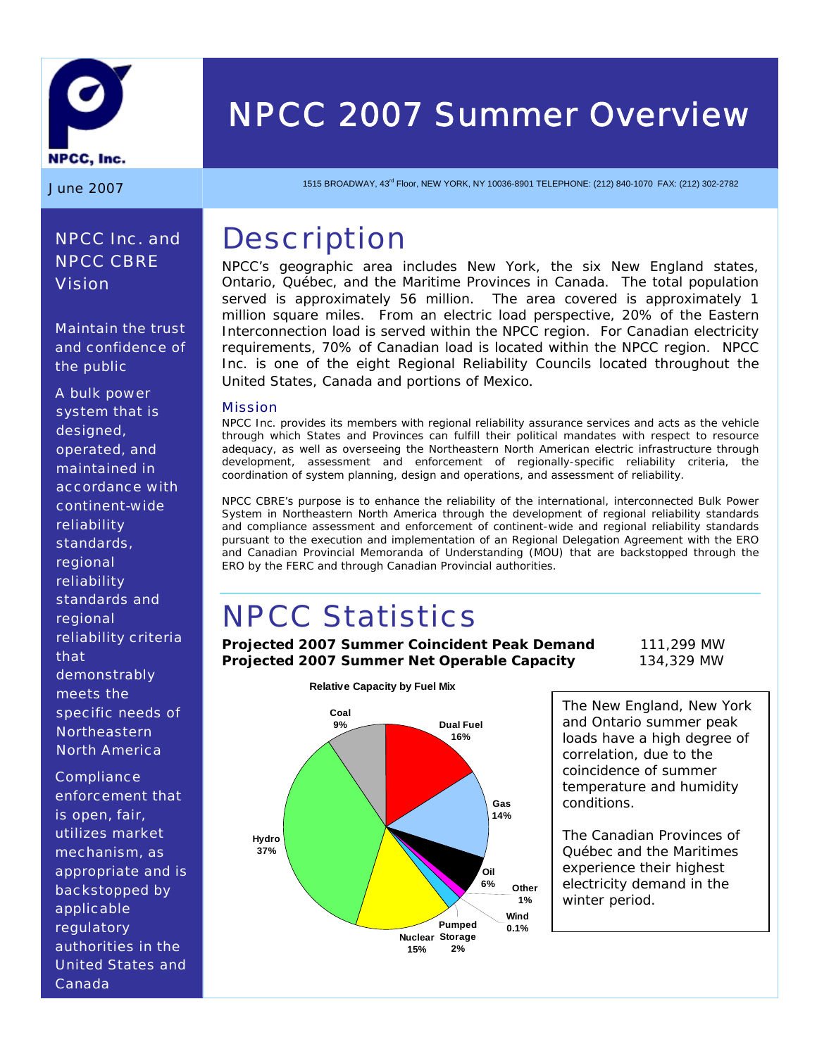# NPCC 2007 Summer Overview

NPCC, Inc.

June 2007

1515 BROADWAY, 43rd Floor, NEW YORK, NY 10036-8901 TELEPHONE: (212) 840-1070 FAX: (212) 302-2782

## NPCC Inc. and NPCC CBRE Vision

Maintain the trust and confidence of the public

A bulk power system that is designed, operated, and maintained in accordance with continent-wide reliability standards, regional reliability standards and regional reliability criteria that demonstrably meets the specific needs of Northeastern North America

Compliance enforcement that is open, fair, utilizes market mechanism, as appropriate and is backstopped by applicable regulatory authorities in the United States and Canada

# Description

NPCC's geographic area includes New York, the six New England states, Ontario, Québec, and the Maritime Provinces in Canada. The total population served is approximately 56 million. The area covered is approximately 1 million square miles. From an electric load perspective, 20% of the Eastern Interconnection load is served within the NPCC region. For Canadian electricity requirements, 70% of Canadian load is located within the NPCC region. NPCC Inc. is one of the eight Regional Reliability Councils located throughout the United States, Canada and portions of Mexico.

### Mission

NPCC Inc. provides its members with regional reliability assurance services and acts as the vehicle through which States and Provinces can fulfill their political mandates with respect to resource adequacy, as well as overseeing the Northeastern North American electric infrastructure through development, assessment and enforcement of regionally-specific reliability criteria, the coordination of system planning, design and operations, and assessment of reliability.

NPCC CBRE's purpose is to enhance the reliability of the international, interconnected Bulk Power System in Northeastern North America through the development of regional reliability standards and compliance assessment and enforcement of continent-wide and regional reliability standards pursuant to the execution and implementation of an Regional Delegation Agreement with the ERO and Canadian Provincial Memoranda of Understanding (MOU) that are backstopped through the ERO by the FERC and through Canadian Provincial authorities.

# NPCC Statistics

| | |
|---|---|
| **Projected 2007 Summer Coincident Peak Demand** | 111,299 MW |
| **Projected 2007 Summer Net Operable Capacity** | 134,329 MW |

**Relative Capacity by Fuel Mix**

| Fuel | Share |
|---|---|
| Dual Fuel | 16% |
| Gas | 14% |
| Oil | 6% |
| Other | 1% |
| Wind | 0.1% |
| Pumped Storage | 2% |
| Nuclear | 15% |
| Hydro | 37% |
| Coal | 9% |

The New England, New York and Ontario summer peak loads have a high degree of correlation, due to the coincidence of summer temperature and humidity conditions.

The Canadian Provinces of Québec and the Maritimes experience their highest electricity demand in the winter period.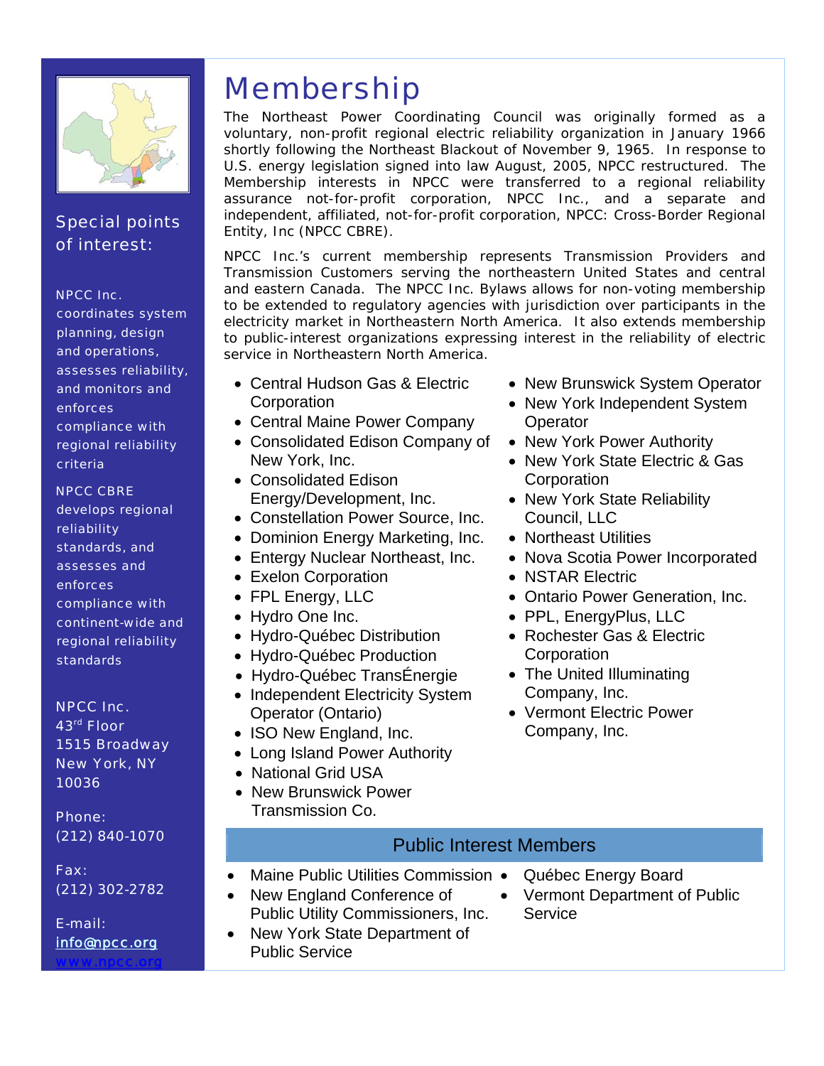# Membership

The Northeast Power Coordinating Council was originally formed as a voluntary, non-profit regional electric reliability organization in January 1966 shortly following the Northeast Blackout of November 9, 1965. In response to U.S. energy legislation signed into law August, 2005, NPCC restructured. The Membership interests in NPCC were transferred to a regional reliability assurance not-for-profit corporation, NPCC Inc., and a separate and independent, affiliated, not-for-profit corporation, NPCC: Cross-Border Regional Entity, Inc (NPCC CBRE).

NPCC Inc.'s current membership represents Transmission Providers and Transmission Customers serving the northeastern United States and central and eastern Canada. The NPCC Inc. Bylaws allows for non-voting membership to be extended to regulatory agencies with jurisdiction over participants in the electricity market in Northeastern North America. It also extends membership to public-interest organizations expressing interest in the reliability of electric service in Northeastern North America.

- Central Hudson Gas & Electric Corporation
- Central Maine Power Company
- Consolidated Edison Company of New York, Inc.
- Consolidated Edison Energy/Development, Inc.
- Constellation Power Source, Inc.
- Dominion Energy Marketing, Inc.
- Entergy Nuclear Northeast, Inc.
- Exelon Corporation
- FPL Energy, LLC
- Hydro One Inc.
- Hydro-Québec Distribution
- Hydro-Québec Production
- Hydro-Québec TransÉnergie
- Independent Electricity System Operator (Ontario)
- ISO New England, Inc.
- Long Island Power Authority
- National Grid USA
- New Brunswick Power Transmission Co.
- New Brunswick System Operator
- New York Independent System Operator
- New York Power Authority
- New York State Electric & Gas Corporation
- New York State Reliability Council, LLC
- Northeast Utilities
- Nova Scotia Power Incorporated
- NSTAR Electric
- Ontario Power Generation, Inc.
- PPL, EnergyPlus, LLC
- Rochester Gas & Electric Corporation
- The United Illuminating Company, Inc.
- Vermont Electric Power Company, Inc.

## Public Interest Members

- Maine Public Utilities Commission
- New England Conference of Public Utility Commissioners, Inc.
- New York State Department of Public Service
- Québec Energy Board
- Vermont Department of Public Service

## Special points of interest:

NPCC Inc. coordinates system planning, design and operations, assesses reliability, and monitors and enforces compliance with regional reliability criteria

NPCC CBRE develops regional reliability standards, and assesses and enforces compliance with continent-wide and regional reliability standards

NPCC Inc.
43rd Floor
1515 Broadway
New York, NY
10036

Phone:
(212) 840-1070

Fax:
(212) 302-2782

E-mail:
info@npcc.org
www.npcc.org